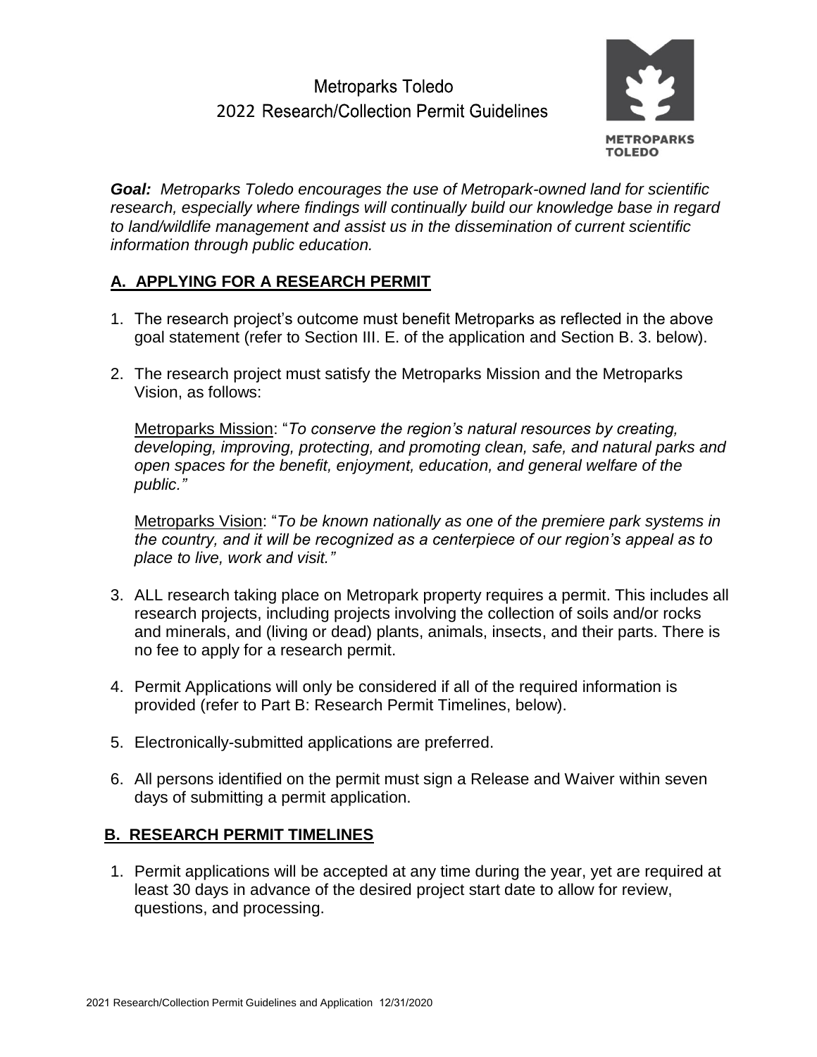# Metroparks Toledo
## 2022 Research/Collection Permit Guidelines

METROPARKS TOLEDO

***Goal:*** *Metroparks Toledo encourages the use of Metropark-owned land for scientific research, especially where findings will continually build our knowledge base in regard to land/wildlife management and assist us in the dissemination of current scientific information through public education.*

## A. APPLYING FOR A RESEARCH PERMIT

1. The research project's outcome must benefit Metroparks as reflected in the above goal statement (refer to Section III. E. of the application and Section B. 3. below).

2. The research project must satisfy the Metroparks Mission and the Metroparks Vision, as follows:

   Metroparks Mission: "*To conserve the region's natural resources by creating, developing, improving, protecting, and promoting clean, safe, and natural parks and open spaces for the benefit, enjoyment, education, and general welfare of the public."*

   Metroparks Vision: "*To be known nationally as one of the premiere park systems in the country, and it will be recognized as a centerpiece of our region's appeal as to place to live, work and visit."*

3. ALL research taking place on Metropark property requires a permit. This includes all research projects, including projects involving the collection of soils and/or rocks and minerals, and (living or dead) plants, animals, insects, and their parts. There is no fee to apply for a research permit.

4. Permit Applications will only be considered if all of the required information is provided (refer to Part B: Research Permit Timelines, below).

5. Electronically-submitted applications are preferred.

6. All persons identified on the permit must sign a Release and Waiver within seven days of submitting a permit application.

## B. RESEARCH PERMIT TIMELINES

1. Permit applications will be accepted at any time during the year, yet are required at least 30 days in advance of the desired project start date to allow for review, questions, and processing.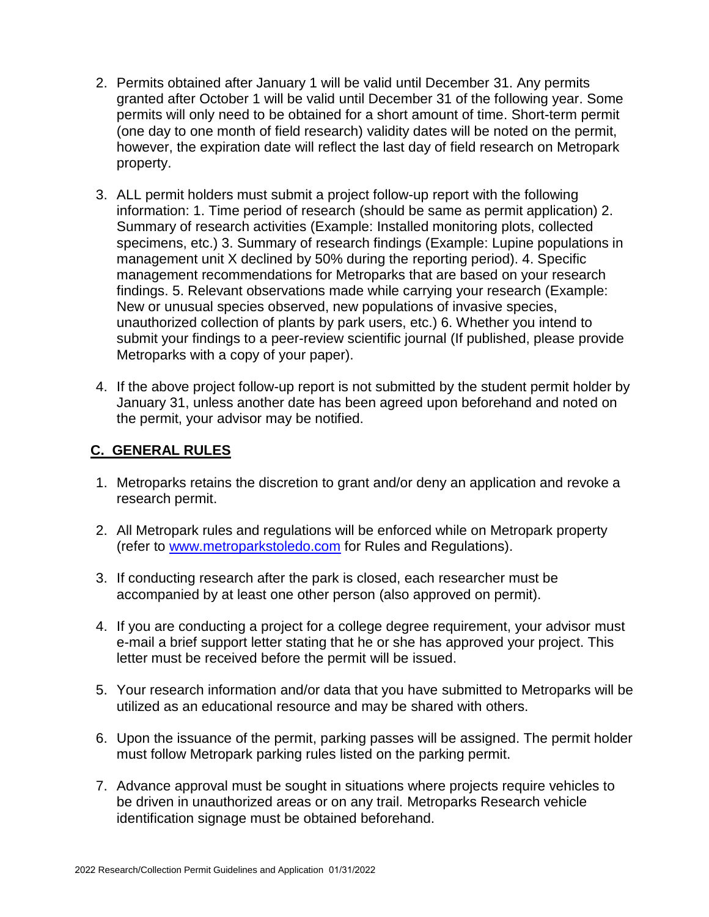2. Permits obtained after January 1 will be valid until December 31. Any permits granted after October 1 will be valid until December 31 of the following year. Some permits will only need to be obtained for a short amount of time. Short-term permit (one day to one month of field research) validity dates will be noted on the permit, however, the expiration date will reflect the last day of field research on Metropark property.

3. ALL permit holders must submit a project follow-up report with the following information: 1. Time period of research (should be same as permit application) 2. Summary of research activities (Example: Installed monitoring plots, collected specimens, etc.) 3. Summary of research findings (Example: Lupine populations in management unit X declined by 50% during the reporting period). 4. Specific management recommendations for Metroparks that are based on your research findings. 5. Relevant observations made while carrying your research (Example: New or unusual species observed, new populations of invasive species, unauthorized collection of plants by park users, etc.) 6. Whether you intend to submit your findings to a peer-review scientific journal (If published, please provide Metroparks with a copy of your paper).

4. If the above project follow-up report is not submitted by the student permit holder by January 31, unless another date has been agreed upon beforehand and noted on the permit, your advisor may be notified.

## C. GENERAL RULES

1. Metroparks retains the discretion to grant and/or deny an application and revoke a research permit.

2. All Metropark rules and regulations will be enforced while on Metropark property (refer to [www.metroparkstoledo.com](www.metroparkstoledo.com) for Rules and Regulations).

3. If conducting research after the park is closed, each researcher must be accompanied by at least one other person (also approved on permit).

4. If you are conducting a project for a college degree requirement, your advisor must e-mail a brief support letter stating that he or she has approved your project. This letter must be received before the permit will be issued.

5. Your research information and/or data that you have submitted to Metroparks will be utilized as an educational resource and may be shared with others.

6. Upon the issuance of the permit, parking passes will be assigned. The permit holder must follow Metropark parking rules listed on the parking permit.

7. Advance approval must be sought in situations where projects require vehicles to be driven in unauthorized areas or on any trail. Metroparks Research vehicle identification signage must be obtained beforehand.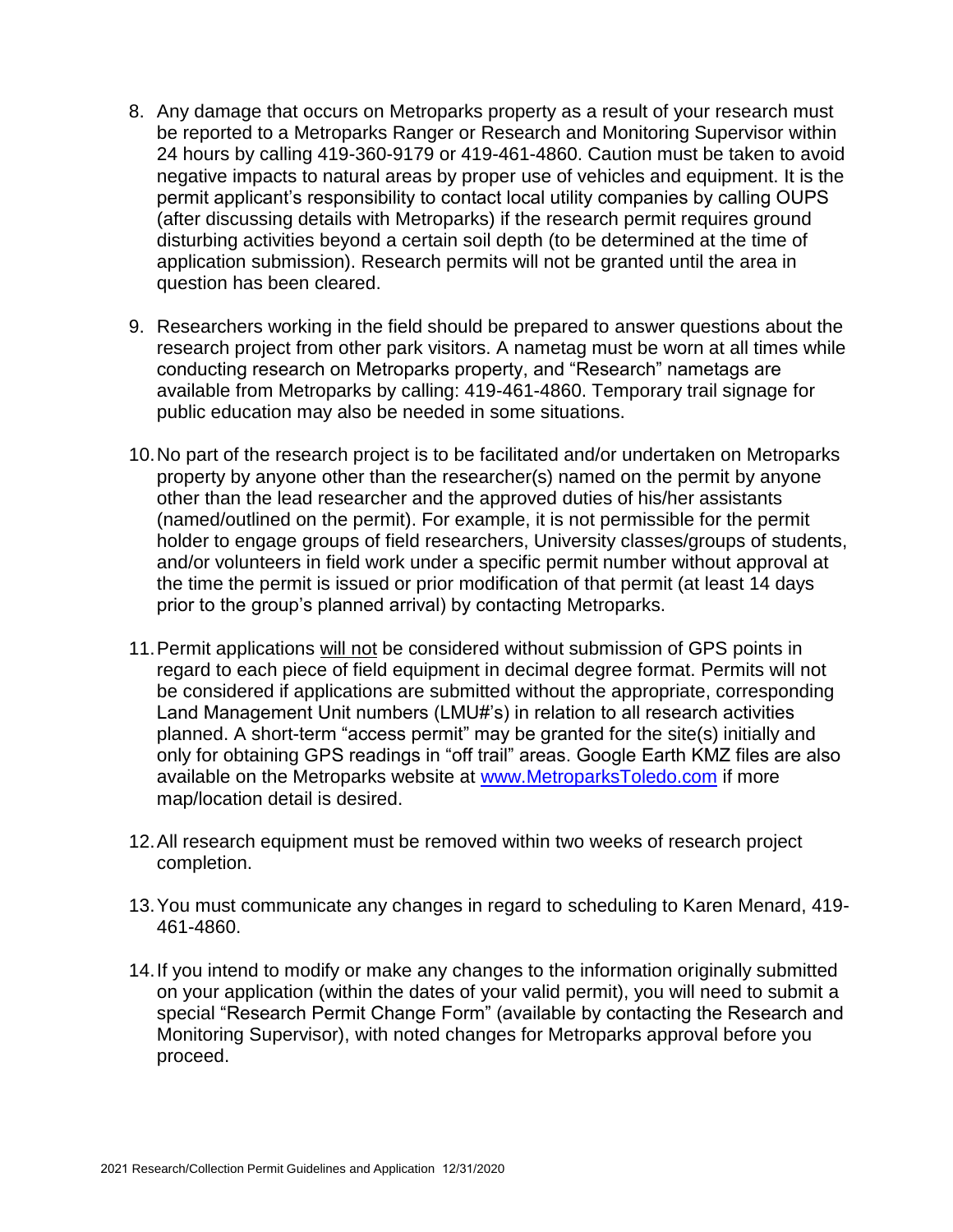8. Any damage that occurs on Metroparks property as a result of your research must be reported to a Metroparks Ranger or Research and Monitoring Supervisor within 24 hours by calling 419-360-9179 or 419-461-4860. Caution must be taken to avoid negative impacts to natural areas by proper use of vehicles and equipment. It is the permit applicant's responsibility to contact local utility companies by calling OUPS (after discussing details with Metroparks) if the research permit requires ground disturbing activities beyond a certain soil depth (to be determined at the time of application submission). Research permits will not be granted until the area in question has been cleared.

9. Researchers working in the field should be prepared to answer questions about the research project from other park visitors. A nametag must be worn at all times while conducting research on Metroparks property, and "Research" nametags are available from Metroparks by calling: 419-461-4860. Temporary trail signage for public education may also be needed in some situations.

10. No part of the research project is to be facilitated and/or undertaken on Metroparks property by anyone other than the researcher(s) named on the permit by anyone other than the lead researcher and the approved duties of his/her assistants (named/outlined on the permit). For example, it is not permissible for the permit holder to engage groups of field researchers, University classes/groups of students, and/or volunteers in field work under a specific permit number without approval at the time the permit is issued or prior modification of that permit (at least 14 days prior to the group's planned arrival) by contacting Metroparks.

11. Permit applications <u>will not</u> be considered without submission of GPS points in regard to each piece of field equipment in decimal degree format. Permits will not be considered if applications are submitted without the appropriate, corresponding Land Management Unit numbers (LMU#'s) in relation to all research activities planned. A short-term "access permit" may be granted for the site(s) initially and only for obtaining GPS readings in "off trail" areas. Google Earth KMZ files are also available on the Metroparks website at [www.MetroparksToledo.com](http://www.MetroparksToledo.com) if more map/location detail is desired.

12. All research equipment must be removed within two weeks of research project completion.

13. You must communicate any changes in regard to scheduling to Karen Menard, 419-461-4860.

14. If you intend to modify or make any changes to the information originally submitted on your application (within the dates of your valid permit), you will need to submit a special "Research Permit Change Form" (available by contacting the Research and Monitoring Supervisor), with noted changes for Metroparks approval before you proceed.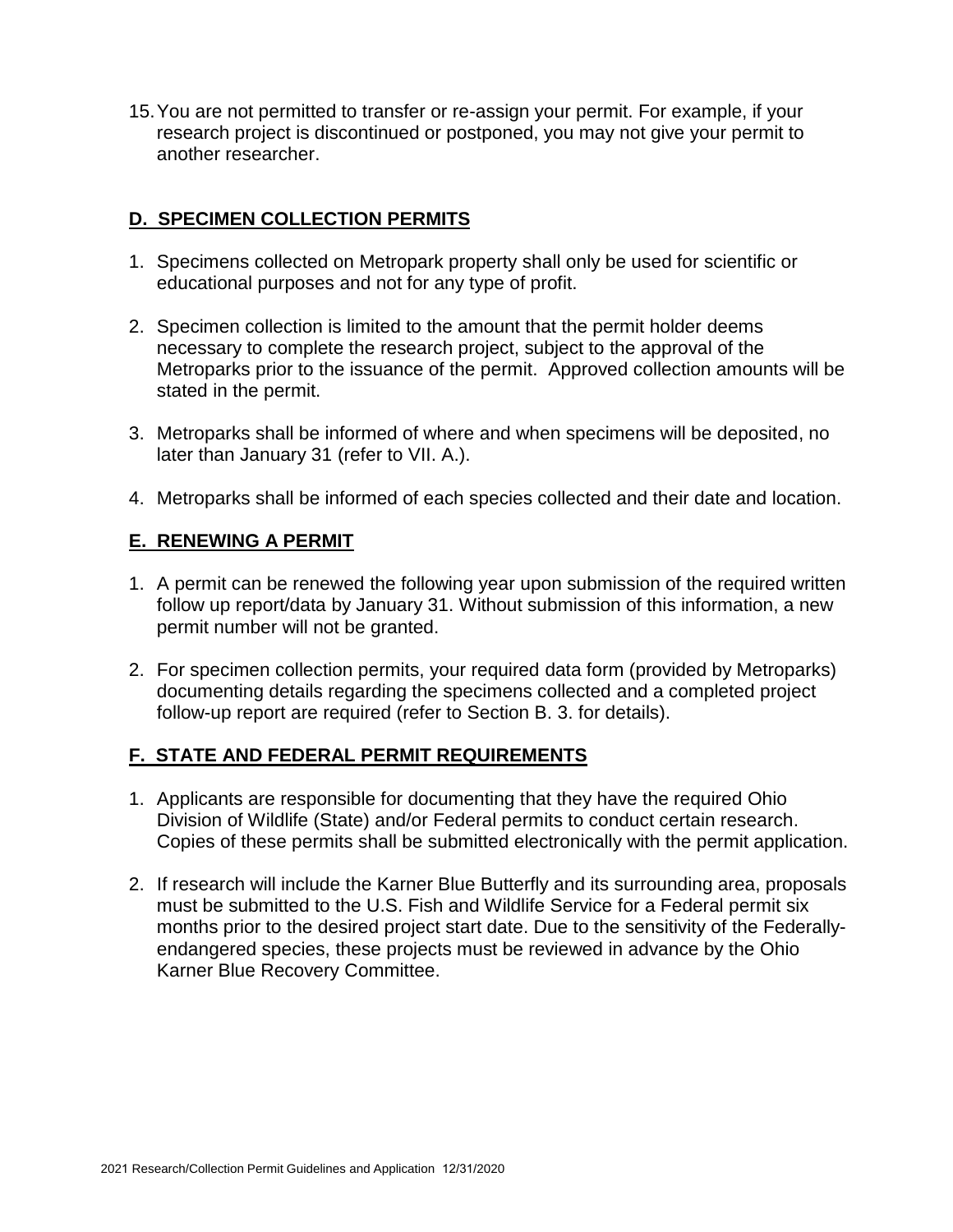15. You are not permitted to transfer or re-assign your permit. For example, if your research project is discontinued or postponed, you may not give your permit to another researcher.

## D. SPECIMEN COLLECTION PERMITS

1. Specimens collected on Metropark property shall only be used for scientific or educational purposes and not for any type of profit.

2. Specimen collection is limited to the amount that the permit holder deems necessary to complete the research project, subject to the approval of the Metroparks prior to the issuance of the permit. Approved collection amounts will be stated in the permit.

3. Metroparks shall be informed of where and when specimens will be deposited, no later than January 31 (refer to VII. A.).

4. Metroparks shall be informed of each species collected and their date and location.

## E. RENEWING A PERMIT

1. A permit can be renewed the following year upon submission of the required written follow up report/data by January 31. Without submission of this information, a new permit number will not be granted.

2. For specimen collection permits, your required data form (provided by Metroparks) documenting details regarding the specimens collected and a completed project follow-up report are required (refer to Section B. 3. for details).

## F. STATE AND FEDERAL PERMIT REQUIREMENTS

1. Applicants are responsible for documenting that they have the required Ohio Division of Wildlife (State) and/or Federal permits to conduct certain research. Copies of these permits shall be submitted electronically with the permit application.

2. If research will include the Karner Blue Butterfly and its surrounding area, proposals must be submitted to the U.S. Fish and Wildlife Service for a Federal permit six months prior to the desired project start date. Due to the sensitivity of the Federally-endangered species, these projects must be reviewed in advance by the Ohio Karner Blue Recovery Committee.